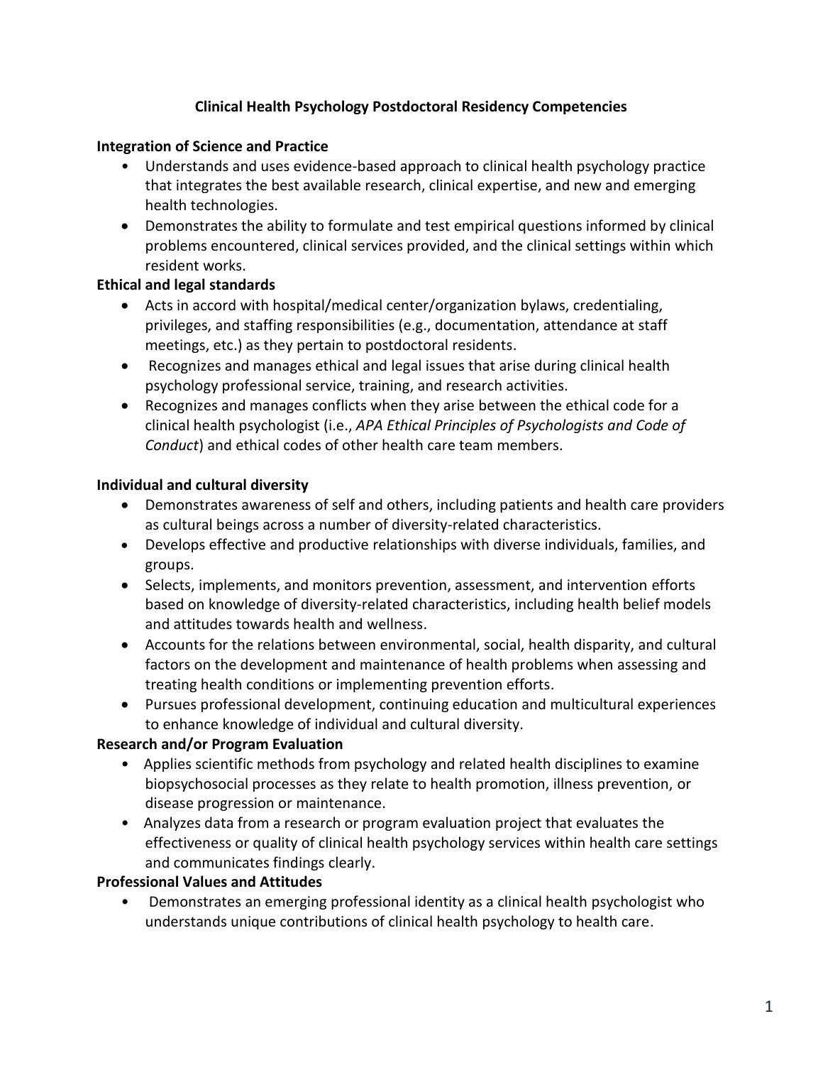# Clinical Health Psychology Postdoctoral Residency Competencies

## Integration of Science and Practice

- Understands and uses evidence-based approach to clinical health psychology practice that integrates the best available research, clinical expertise, and new and emerging health technologies.
- Demonstrates the ability to formulate and test empirical questions informed by clinical problems encountered, clinical services provided, and the clinical settings within which resident works.

## Ethical and legal standards

- Acts in accord with hospital/medical center/organization bylaws, credentialing, privileges, and staffing responsibilities (e.g., documentation, attendance at staff meetings, etc.) as they pertain to postdoctoral residents.
- Recognizes and manages ethical and legal issues that arise during clinical health psychology professional service, training, and research activities.
- Recognizes and manages conflicts when they arise between the ethical code for a clinical health psychologist (i.e., *APA Ethical Principles of Psychologists and Code of Conduct*) and ethical codes of other health care team members.

## Individual and cultural diversity

- Demonstrates awareness of self and others, including patients and health care providers as cultural beings across a number of diversity-related characteristics.
- Develops effective and productive relationships with diverse individuals, families, and groups.
- Selects, implements, and monitors prevention, assessment, and intervention efforts based on knowledge of diversity-related characteristics, including health belief models and attitudes towards health and wellness.
- Accounts for the relations between environmental, social, health disparity, and cultural factors on the development and maintenance of health problems when assessing and treating health conditions or implementing prevention efforts.
- Pursues professional development, continuing education and multicultural experiences to enhance knowledge of individual and cultural diversity.

## Research and/or Program Evaluation

- Applies scientific methods from psychology and related health disciplines to examine biopsychosocial processes as they relate to health promotion, illness prevention, or disease progression or maintenance.
- Analyzes data from a research or program evaluation project that evaluates the effectiveness or quality of clinical health psychology services within health care settings and communicates findings clearly.

## Professional Values and Attitudes

- Demonstrates an emerging professional identity as a clinical health psychologist who understands unique contributions of clinical health psychology to health care.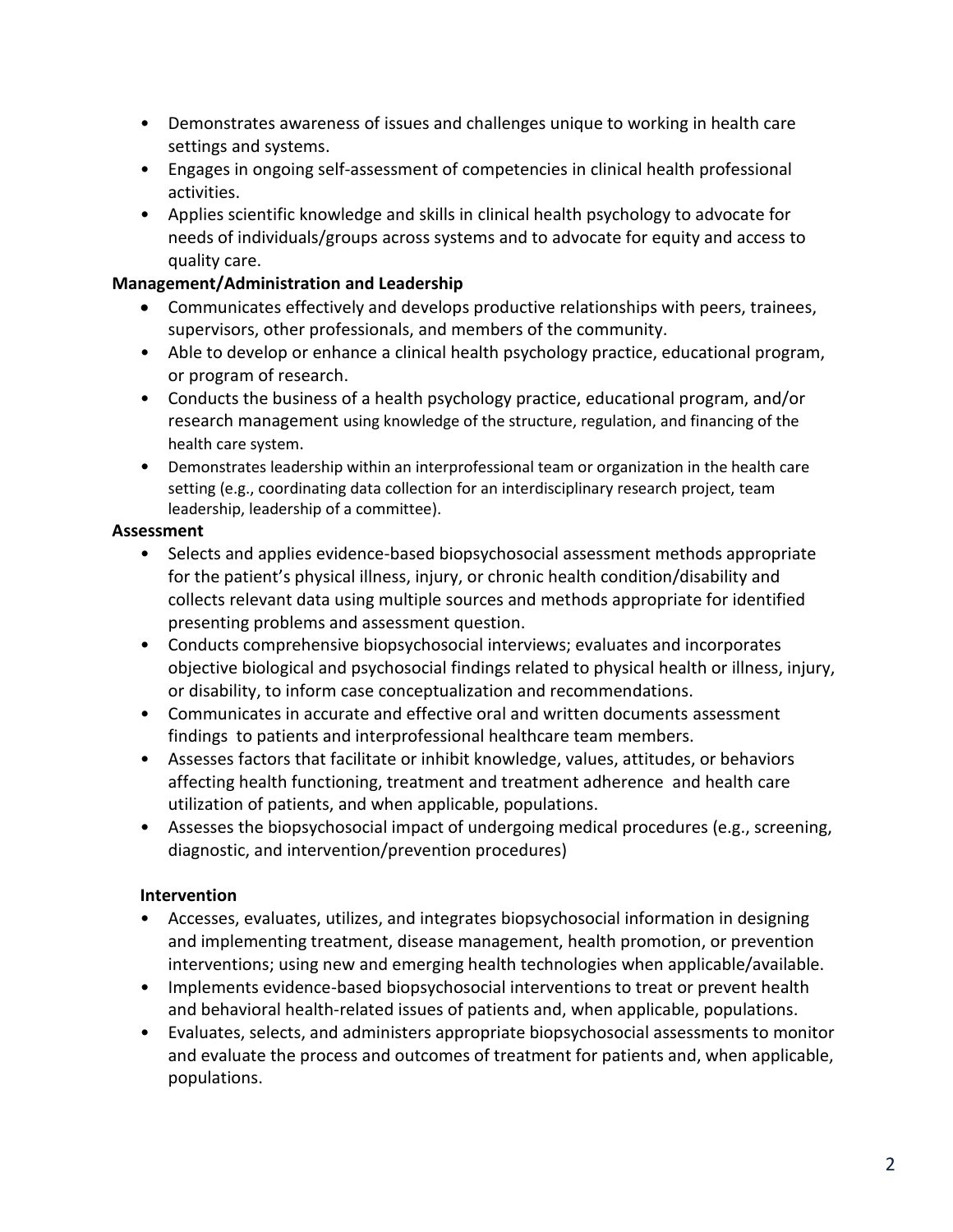- Demonstrates awareness of issues and challenges unique to working in health care settings and systems.
- Engages in ongoing self-assessment of competencies in clinical health professional activities.
- Applies scientific knowledge and skills in clinical health psychology to advocate for needs of individuals/groups across systems and to advocate for equity and access to quality care.

**Management/Administration and Leadership**

- Communicates effectively and develops productive relationships with peers, trainees, supervisors, other professionals, and members of the community.
- Able to develop or enhance a clinical health psychology practice, educational program, or program of research.
- Conducts the business of a health psychology practice, educational program, and/or research management using knowledge of the structure, regulation, and financing of the health care system.
- Demonstrates leadership within an interprofessional team or organization in the health care setting (e.g., coordinating data collection for an interdisciplinary research project, team leadership, leadership of a committee).

**Assessment**

- Selects and applies evidence-based biopsychosocial assessment methods appropriate for the patient's physical illness, injury, or chronic health condition/disability and collects relevant data using multiple sources and methods appropriate for identified presenting problems and assessment question.
- Conducts comprehensive biopsychosocial interviews; evaluates and incorporates objective biological and psychosocial findings related to physical health or illness, injury, or disability, to inform case conceptualization and recommendations.
- Communicates in accurate and effective oral and written documents assessment findings to patients and interprofessional healthcare team members.
- Assesses factors that facilitate or inhibit knowledge, values, attitudes, or behaviors affecting health functioning, treatment and treatment adherence and health care utilization of patients, and when applicable, populations.
- Assesses the biopsychosocial impact of undergoing medical procedures (e.g., screening, diagnostic, and intervention/prevention procedures)

**Intervention**

- Accesses, evaluates, utilizes, and integrates biopsychosocial information in designing and implementing treatment, disease management, health promotion, or prevention interventions; using new and emerging health technologies when applicable/available.
- Implements evidence-based biopsychosocial interventions to treat or prevent health and behavioral health-related issues of patients and, when applicable, populations.
- Evaluates, selects, and administers appropriate biopsychosocial assessments to monitor and evaluate the process and outcomes of treatment for patients and, when applicable, populations.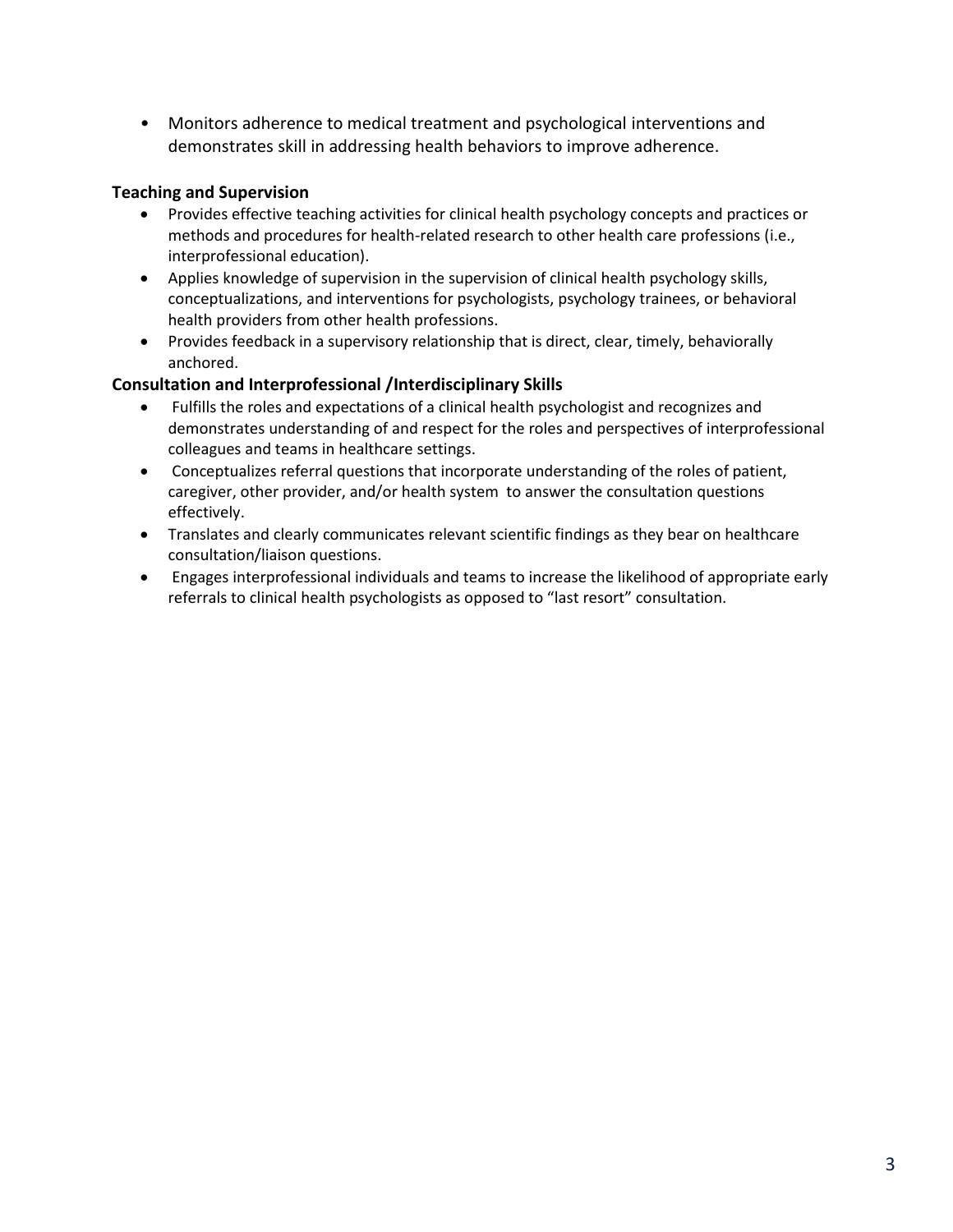- Monitors adherence to medical treatment and psychological interventions and demonstrates skill in addressing health behaviors to improve adherence.

**Teaching and Supervision**

- Provides effective teaching activities for clinical health psychology concepts and practices or methods and procedures for health-related research to other health care professions (i.e., interprofessional education).
- Applies knowledge of supervision in the supervision of clinical health psychology skills, conceptualizations, and interventions for psychologists, psychology trainees, or behavioral health providers from other health professions.
- Provides feedback in a supervisory relationship that is direct, clear, timely, behaviorally anchored.

**Consultation and Interprofessional /Interdisciplinary Skills**

- Fulfills the roles and expectations of a clinical health psychologist and recognizes and demonstrates understanding of and respect for the roles and perspectives of interprofessional colleagues and teams in healthcare settings.
- Conceptualizes referral questions that incorporate understanding of the roles of patient, caregiver, other provider, and/or health system to answer the consultation questions effectively.
- Translates and clearly communicates relevant scientific findings as they bear on healthcare consultation/liaison questions.
- Engages interprofessional individuals and teams to increase the likelihood of appropriate early referrals to clinical health psychologists as opposed to "last resort" consultation.